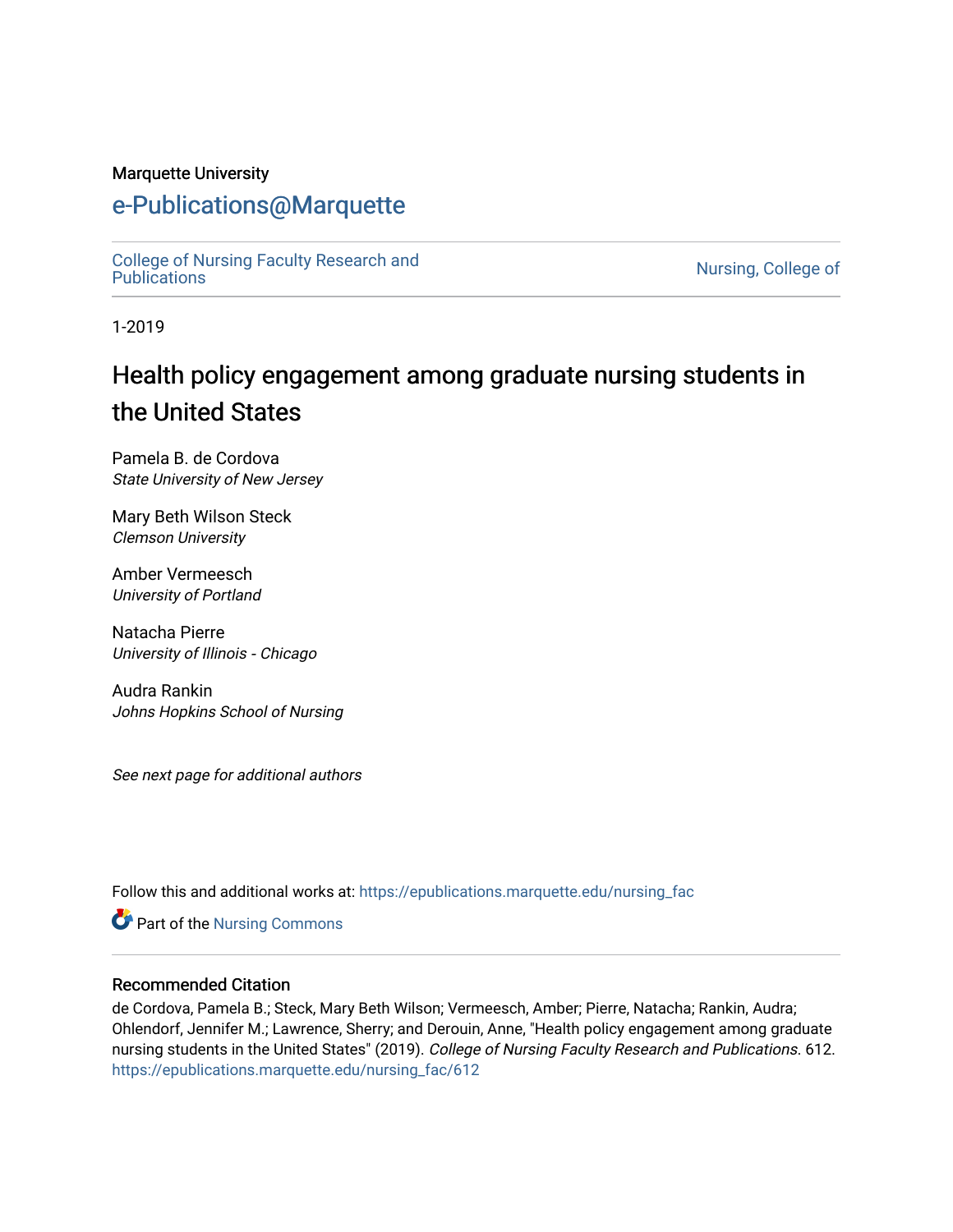Marquette University

# e-Publications@Marquette

College of Nursing Faculty Research and Publications

Nursing, College of

1-2019

# Health policy engagement among graduate nursing students in the United States

Pamela B. de Cordova
*State University of New Jersey*

Mary Beth Wilson Steck
*Clemson University*

Amber Vermeesch
*University of Portland*

Natacha Pierre
*University of Illinois - Chicago*

Audra Rankin
*Johns Hopkins School of Nursing*

*See next page for additional authors*

Follow this and additional works at: https://epublications.marquette.edu/nursing_fac

Part of the Nursing Commons

## Recommended Citation

de Cordova, Pamela B.; Steck, Mary Beth Wilson; Vermeesch, Amber; Pierre, Natacha; Rankin, Audra; Ohlendorf, Jennifer M.; Lawrence, Sherry; and Derouin, Anne, "Health policy engagement among graduate nursing students in the United States" (2019). *College of Nursing Faculty Research and Publications*. 612.
https://epublications.marquette.edu/nursing_fac/612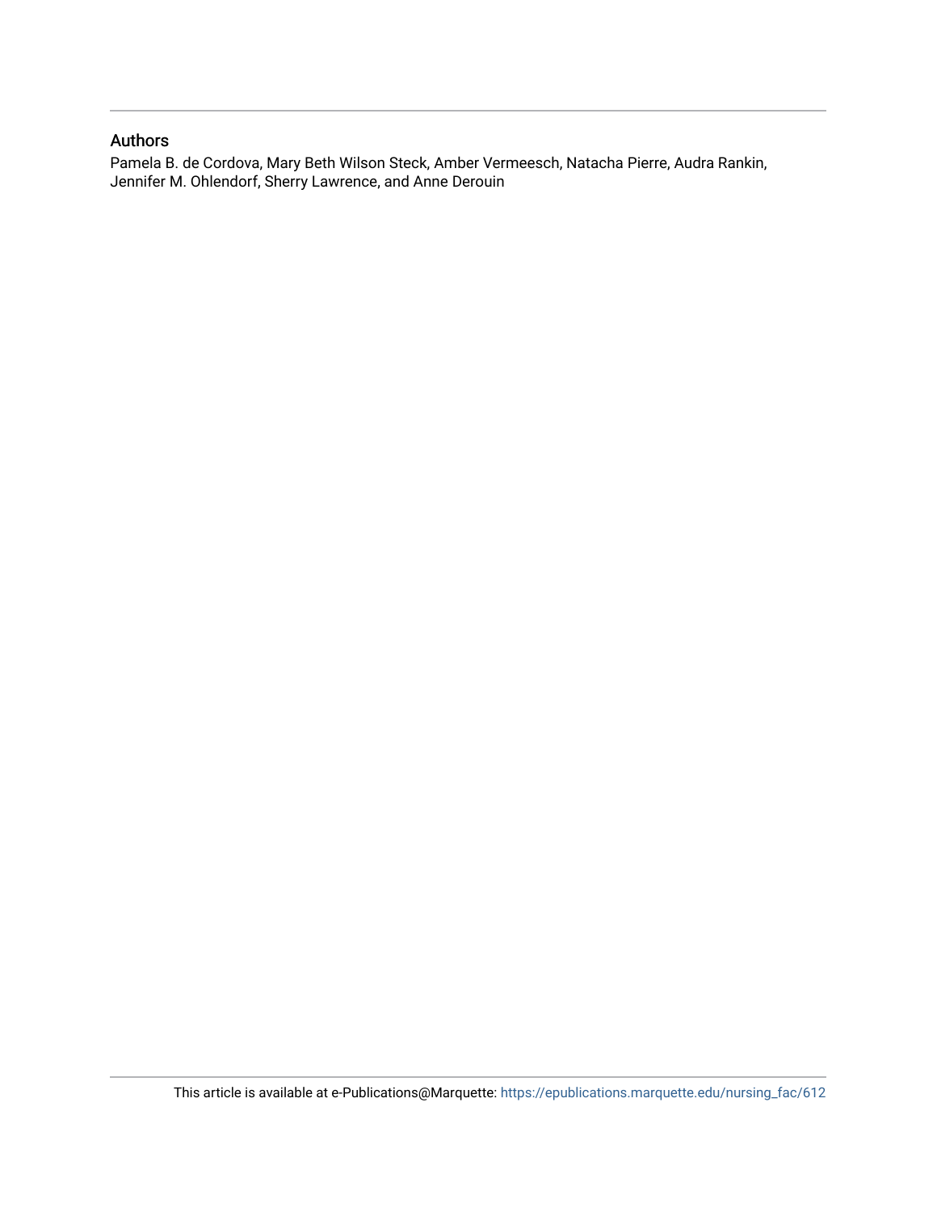## Authors

Pamela B. de Cordova, Mary Beth Wilson Steck, Amber Vermeesch, Natacha Pierre, Audra Rankin, Jennifer M. Ohlendorf, Sherry Lawrence, and Anne Derouin

This article is available at e-Publications@Marquette: https://epublications.marquette.edu/nursing_fac/612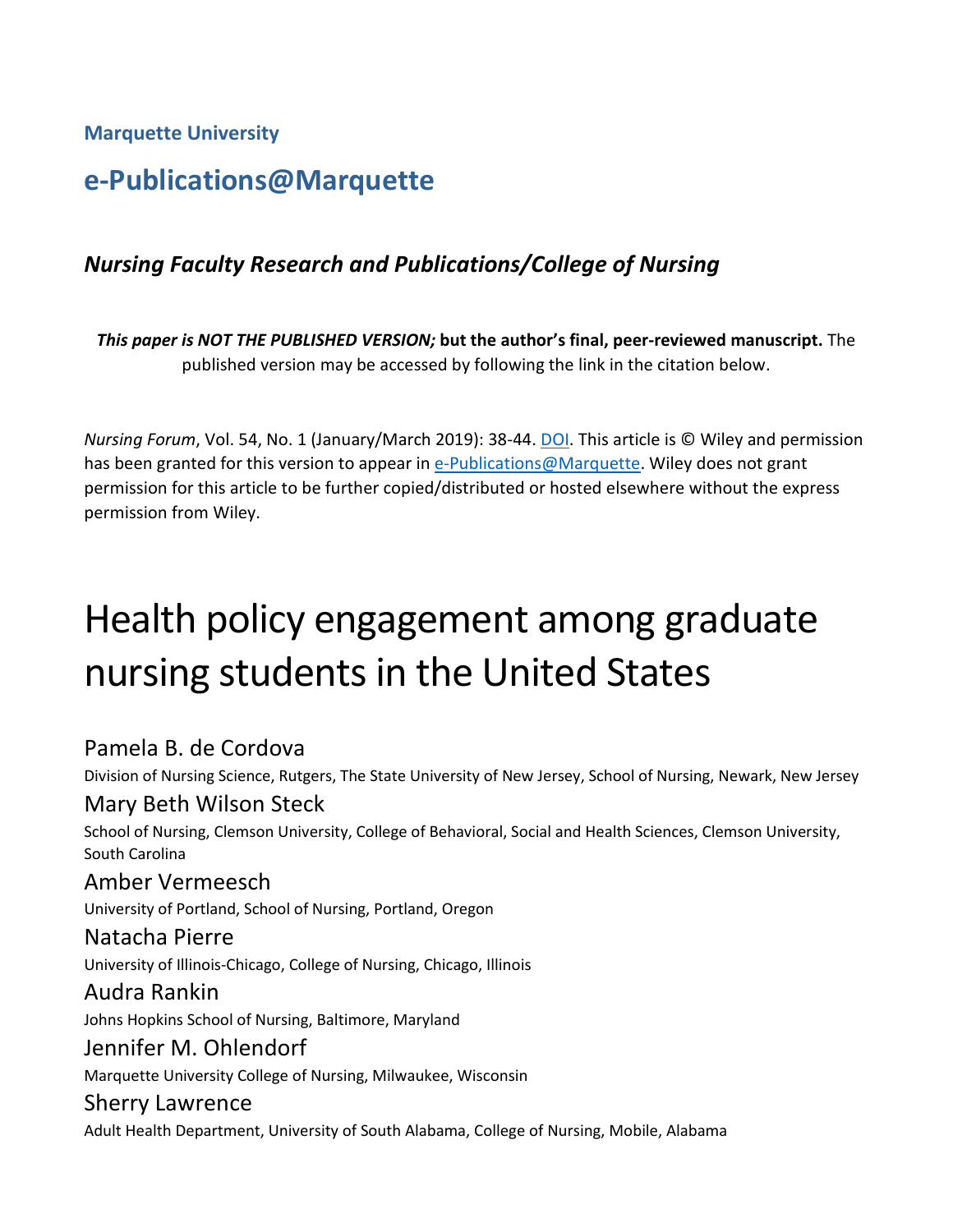Marquette University

# e-Publications@Marquette

### *Nursing Faculty Research and Publications/College of Nursing*

***This paper is NOT THE PUBLISHED VERSION;* but the author's final, peer-reviewed manuscript.** The published version may be accessed by following the link in the citation below.

*Nursing Forum*, Vol. 54, No. 1 (January/March 2019): 38-44. DOI. This article is © Wiley and permission has been granted for this version to appear in e-Publications@Marquette. Wiley does not grant permission for this article to be further copied/distributed or hosted elsewhere without the express permission from Wiley.

# Health policy engagement among graduate nursing students in the United States

Pamela B. de Cordova
Division of Nursing Science, Rutgers, The State University of New Jersey, School of Nursing, Newark, New Jersey

Mary Beth Wilson Steck
School of Nursing, Clemson University, College of Behavioral, Social and Health Sciences, Clemson University, South Carolina

Amber Vermeesch
University of Portland, School of Nursing, Portland, Oregon

Natacha Pierre
University of Illinois-Chicago, College of Nursing, Chicago, Illinois

Audra Rankin
Johns Hopkins School of Nursing, Baltimore, Maryland

Jennifer M. Ohlendorf
Marquette University College of Nursing, Milwaukee, Wisconsin

Sherry Lawrence
Adult Health Department, University of South Alabama, College of Nursing, Mobile, Alabama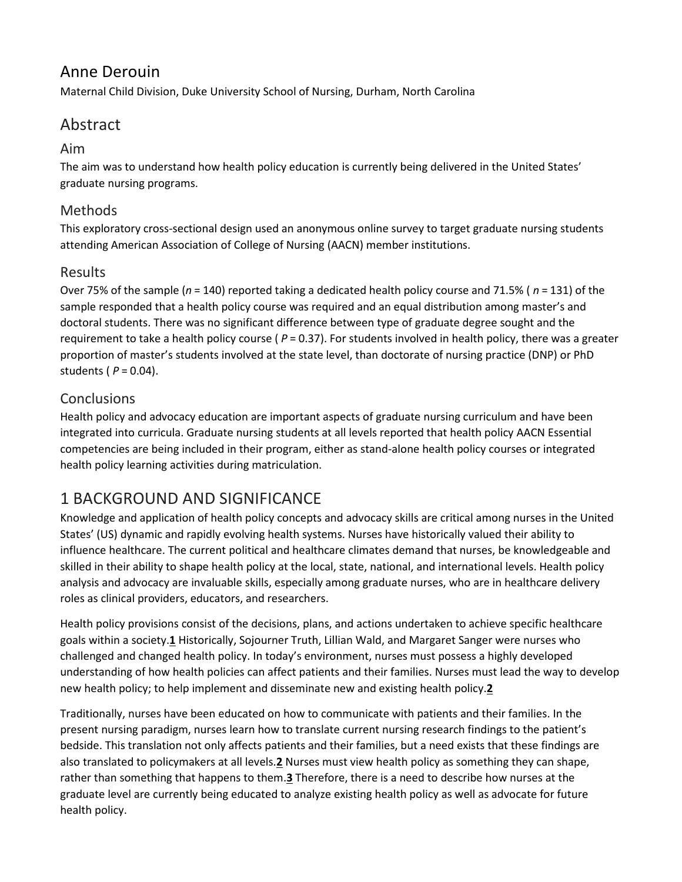## Anne Derouin

Maternal Child Division, Duke University School of Nursing, Durham, North Carolina

## Abstract

### Aim

The aim was to understand how health policy education is currently being delivered in the United States' graduate nursing programs.

### Methods

This exploratory cross-sectional design used an anonymous online survey to target graduate nursing students attending American Association of College of Nursing (AACN) member institutions.

### Results

Over 75% of the sample (*n* = 140) reported taking a dedicated health policy course and 71.5% ( *n* = 131) of the sample responded that a health policy course was required and an equal distribution among master's and doctoral students. There was no significant difference between type of graduate degree sought and the requirement to take a health policy course ( *P* = 0.37). For students involved in health policy, there was a greater proportion of master's students involved at the state level, than doctorate of nursing practice (DNP) or PhD students ( *P* = 0.04).

### Conclusions

Health policy and advocacy education are important aspects of graduate nursing curriculum and have been integrated into curricula. Graduate nursing students at all levels reported that health policy AACN Essential competencies are being included in their program, either as stand-alone health policy courses or integrated health policy learning activities during matriculation.

## 1 BACKGROUND AND SIGNIFICANCE

Knowledge and application of health policy concepts and advocacy skills are critical among nurses in the United States' (US) dynamic and rapidly evolving health systems. Nurses have historically valued their ability to influence healthcare. The current political and healthcare climates demand that nurses, be knowledgeable and skilled in their ability to shape health policy at the local, state, national, and international levels. Health policy analysis and advocacy are invaluable skills, especially among graduate nurses, who are in healthcare delivery roles as clinical providers, educators, and researchers.

Health policy provisions consist of the decisions, plans, and actions undertaken to achieve specific healthcare goals within a society.[1] Historically, Sojourner Truth, Lillian Wald, and Margaret Sanger were nurses who challenged and changed health policy. In today's environment, nurses must possess a highly developed understanding of how health policies can affect patients and their families. Nurses must lead the way to develop new health policy; to help implement and disseminate new and existing health policy.[2]

Traditionally, nurses have been educated on how to communicate with patients and their families. In the present nursing paradigm, nurses learn how to translate current nursing research findings to the patient's bedside. This translation not only affects patients and their families, but a need exists that these findings are also translated to policymakers at all levels.[2] Nurses must view health policy as something they can shape, rather than something that happens to them.[3] Therefore, there is a need to describe how nurses at the graduate level are currently being educated to analyze existing health policy as well as advocate for future health policy.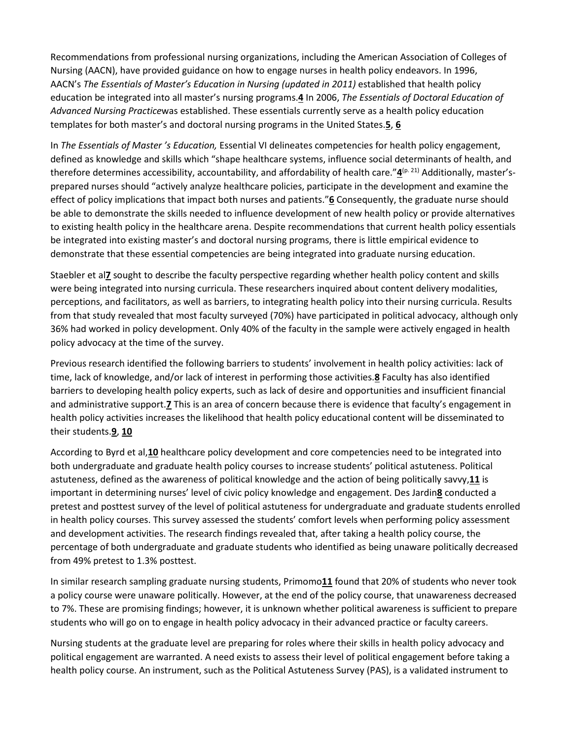Recommendations from professional nursing organizations, including the American Association of Colleges of Nursing (AACN), have provided guidance on how to engage nurses in health policy endeavors. In 1996, AACN's *The Essentials of Master's Education in Nursing (updated in 2011)* established that health policy education be integrated into all master's nursing programs.**4** In 2006, *The Essentials of Doctoral Education of Advanced Nursing Practice*was established. These essentials currently serve as a health policy education templates for both master's and doctoral nursing programs in the United States.**5**, **6**

In *The Essentials of Master 's Education,* Essential VI delineates competencies for health policy engagement, defined as knowledge and skills which "shape healthcare systems, influence social determinants of health, and therefore determines accessibility, accountability, and affordability of health care."**4**(p. 21) Additionally, master's-prepared nurses should "actively analyze healthcare policies, participate in the development and examine the effect of policy implications that impact both nurses and patients."**6** Consequently, the graduate nurse should be able to demonstrate the skills needed to influence development of new health policy or provide alternatives to existing health policy in the healthcare arena. Despite recommendations that current health policy essentials be integrated into existing master's and doctoral nursing programs, there is little empirical evidence to demonstrate that these essential competencies are being integrated into graduate nursing education.

Staebler et al**7** sought to describe the faculty perspective regarding whether health policy content and skills were being integrated into nursing curricula. These researchers inquired about content delivery modalities, perceptions, and facilitators, as well as barriers, to integrating health policy into their nursing curricula. Results from that study revealed that most faculty surveyed (70%) have participated in political advocacy, although only 36% had worked in policy development. Only 40% of the faculty in the sample were actively engaged in health policy advocacy at the time of the survey.

Previous research identified the following barriers to students' involvement in health policy activities: lack of time, lack of knowledge, and/or lack of interest in performing those activities.**8** Faculty has also identified barriers to developing health policy experts, such as lack of desire and opportunities and insufficient financial and administrative support.**7** This is an area of concern because there is evidence that faculty's engagement in health policy activities increases the likelihood that health policy educational content will be disseminated to their students.**9**, **10**

According to Byrd et al,**10** healthcare policy development and core competencies need to be integrated into both undergraduate and graduate health policy courses to increase students' political astuteness. Political astuteness, defined as the awareness of political knowledge and the action of being politically savvy,**11** is important in determining nurses' level of civic policy knowledge and engagement. Des Jardin**8** conducted a pretest and posttest survey of the level of political astuteness for undergraduate and graduate students enrolled in health policy courses. This survey assessed the students' comfort levels when performing policy assessment and development activities. The research findings revealed that, after taking a health policy course, the percentage of both undergraduate and graduate students who identified as being unaware politically decreased from 49% pretest to 1.3% posttest.

In similar research sampling graduate nursing students, Primomo**11** found that 20% of students who never took a policy course were unaware politically. However, at the end of the policy course, that unawareness decreased to 7%. These are promising findings; however, it is unknown whether political awareness is sufficient to prepare students who will go on to engage in health policy advocacy in their advanced practice or faculty careers.

Nursing students at the graduate level are preparing for roles where their skills in health policy advocacy and political engagement are warranted. A need exists to assess their level of political engagement before taking a health policy course. An instrument, such as the Political Astuteness Survey (PAS), is a validated instrument to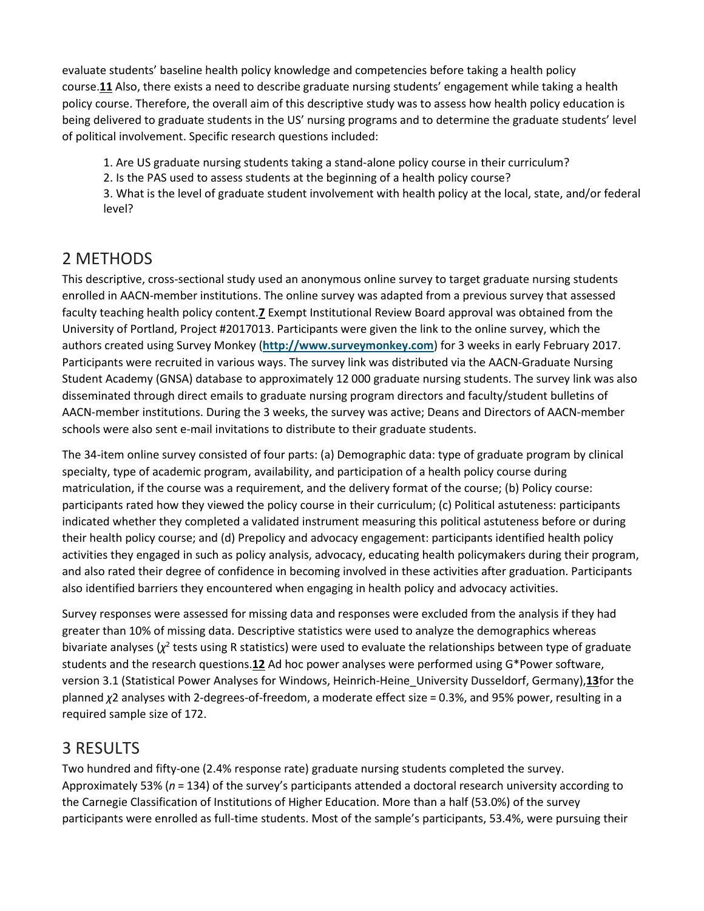evaluate students' baseline health policy knowledge and competencies before taking a health policy course.[11] Also, there exists a need to describe graduate nursing students' engagement while taking a health policy course. Therefore, the overall aim of this descriptive study was to assess how health policy education is being delivered to graduate students in the US' nursing programs and to determine the graduate students' level of political involvement. Specific research questions included:

1. Are US graduate nursing students taking a stand-alone policy course in their curriculum?
2. Is the PAS used to assess students at the beginning of a health policy course?
3. What is the level of graduate student involvement with health policy at the local, state, and/or federal level?

## 2 METHODS

This descriptive, cross-sectional study used an anonymous online survey to target graduate nursing students enrolled in AACN-member institutions. The online survey was adapted from a previous survey that assessed faculty teaching health policy content.[7] Exempt Institutional Review Board approval was obtained from the University of Portland, Project #2017013. Participants were given the link to the online survey, which the authors created using Survey Monkey (**http://www.surveymonkey.com**) for 3 weeks in early February 2017. Participants were recruited in various ways. The survey link was distributed via the AACN-Graduate Nursing Student Academy (GNSA) database to approximately 12 000 graduate nursing students. The survey link was also disseminated through direct emails to graduate nursing program directors and faculty/student bulletins of AACN-member institutions. During the 3 weeks, the survey was active; Deans and Directors of AACN-member schools were also sent e-mail invitations to distribute to their graduate students.

The 34-item online survey consisted of four parts: (a) Demographic data: type of graduate program by clinical specialty, type of academic program, availability, and participation of a health policy course during matriculation, if the course was a requirement, and the delivery format of the course; (b) Policy course: participants rated how they viewed the policy course in their curriculum; (c) Political astuteness: participants indicated whether they completed a validated instrument measuring this political astuteness before or during their health policy course; and (d) Prepolicy and advocacy engagement: participants identified health policy activities they engaged in such as policy analysis, advocacy, educating health policymakers during their program, and also rated their degree of confidence in becoming involved in these activities after graduation. Participants also identified barriers they encountered when engaging in health policy and advocacy activities.

Survey responses were assessed for missing data and responses were excluded from the analysis if they had greater than 10% of missing data. Descriptive statistics were used to analyze the demographics whereas bivariate analyses ($\chi^2$ tests using R statistics) were used to evaluate the relationships between type of graduate students and the research questions.[12] Ad hoc power analyses were performed using G*Power software, version 3.1 (Statistical Power Analyses for Windows, Heinrich-Heine_University Dusseldorf, Germany),[13]for the planned $\chi2$ analyses with 2-degrees-of-freedom, a moderate effect size = 0.3%, and 95% power, resulting in a required sample size of 172.

## 3 RESULTS

Two hundred and fifty-one (2.4% response rate) graduate nursing students completed the survey. Approximately 53% ($n$ = 134) of the survey's participants attended a doctoral research university according to the Carnegie Classification of Institutions of Higher Education. More than a half (53.0%) of the survey participants were enrolled as full-time students. Most of the sample's participants, 53.4%, were pursuing their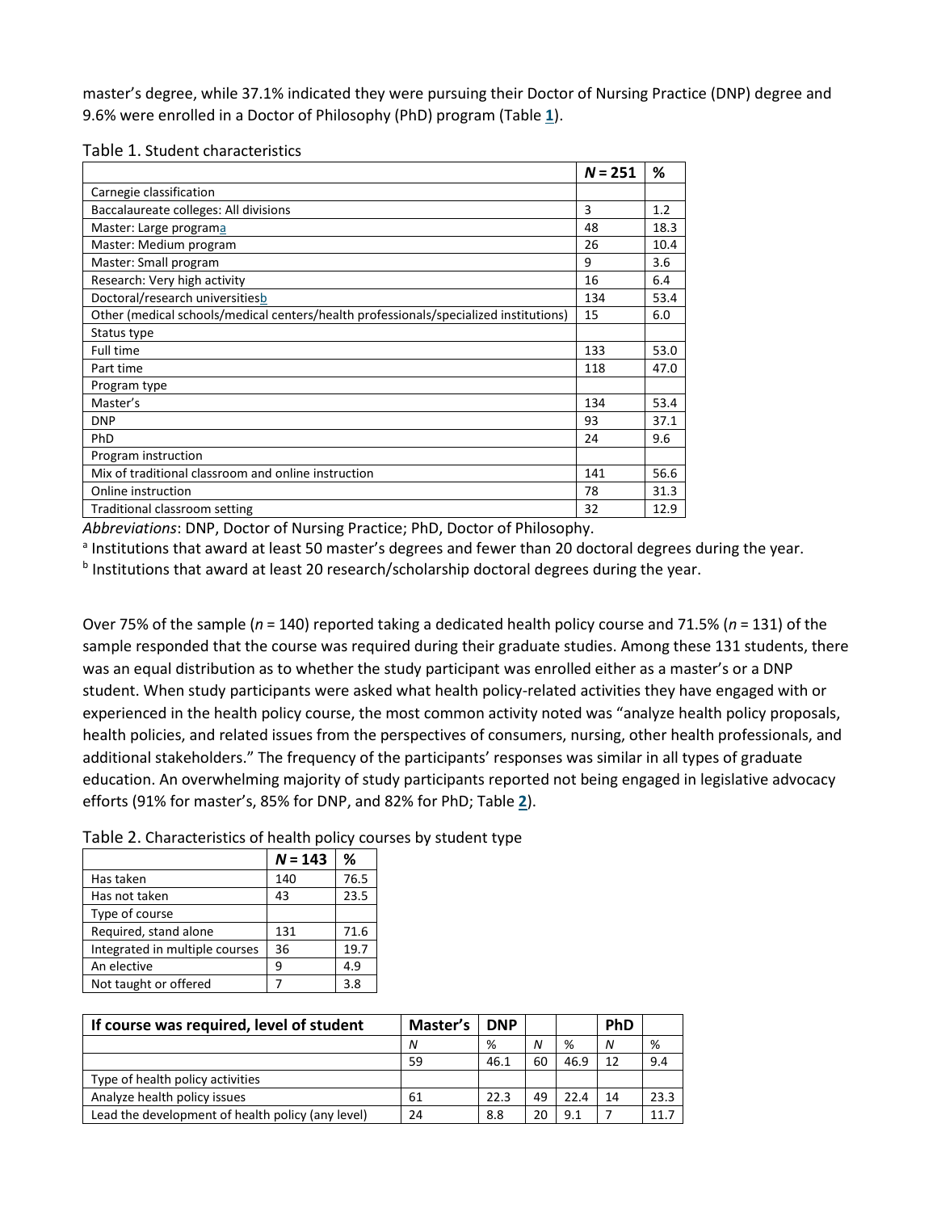master's degree, while 37.1% indicated they were pursuing their Doctor of Nursing Practice (DNP) degree and 9.6% were enrolled in a Doctor of Philosophy (PhD) program (Table 1).

Table 1. Student characteristics

| | *N* = 251 | % |
|---|---|---|
| Carnegie classification | | |
| Baccalaureate colleges: All divisions | 3 | 1.2 |
| Master: Large program[a] | 48 | 18.3 |
| Master: Medium program | 26 | 10.4 |
| Master: Small program | 9 | 3.6 |
| Research: Very high activity | 16 | 6.4 |
| Doctoral/research universities[b] | 134 | 53.4 |
| Other (medical schools/medical centers/health professionals/specialized institutions) | 15 | 6.0 |
| Status type | | |
| Full time | 133 | 53.0 |
| Part time | 118 | 47.0 |
| Program type | | |
| Master's | 134 | 53.4 |
| DNP | 93 | 37.1 |
| PhD | 24 | 9.6 |
| Program instruction | | |
| Mix of traditional classroom and online instruction | 141 | 56.6 |
| Online instruction | 78 | 31.3 |
| Traditional classroom setting | 32 | 12.9 |

*Abbreviations*: DNP, Doctor of Nursing Practice; PhD, Doctor of Philosophy.

[a] Institutions that award at least 50 master's degrees and fewer than 20 doctoral degrees during the year.

[b] Institutions that award at least 20 research/scholarship doctoral degrees during the year.

Over 75% of the sample (*n* = 140) reported taking a dedicated health policy course and 71.5% (*n* = 131) of the sample responded that the course was required during their graduate studies. Among these 131 students, there was an equal distribution as to whether the study participant was enrolled either as a master's or a DNP student. When study participants were asked what health policy-related activities they have engaged with or experienced in the health policy course, the most common activity noted was "analyze health policy proposals, health policies, and related issues from the perspectives of consumers, nursing, other health professionals, and additional stakeholders." The frequency of the participants' responses was similar in all types of graduate education. An overwhelming majority of study participants reported not being engaged in legislative advocacy efforts (91% for master's, 85% for DNP, and 82% for PhD; Table 2).

Table 2. Characteristics of health policy courses by student type

| | *N* = 143 | % |
|---|---|---|
| Has taken | 140 | 76.5 |
| Has not taken | 43 | 23.5 |
| Type of course | | |
| Required, stand alone | 131 | 71.6 |
| Integrated in multiple courses | 36 | 19.7 |
| An elective | 9 | 4.9 |
| Not taught or offered | 7 | 3.8 |

| If course was required, level of student | Master's | DNP | | | PhD | |
|---|---|---|---|---|---|---|
| | *N* | % | *N* | % | *N* | % |
| | 59 | 46.1 | 60 | 46.9 | 12 | 9.4 |
| Type of health policy activities | | | | | | |
| Analyze health policy issues | 61 | 22.3 | 49 | 22.4 | 14 | 23.3 |
| Lead the development of health policy (any level) | 24 | 8.8 | 20 | 9.1 | 7 | 11.7 |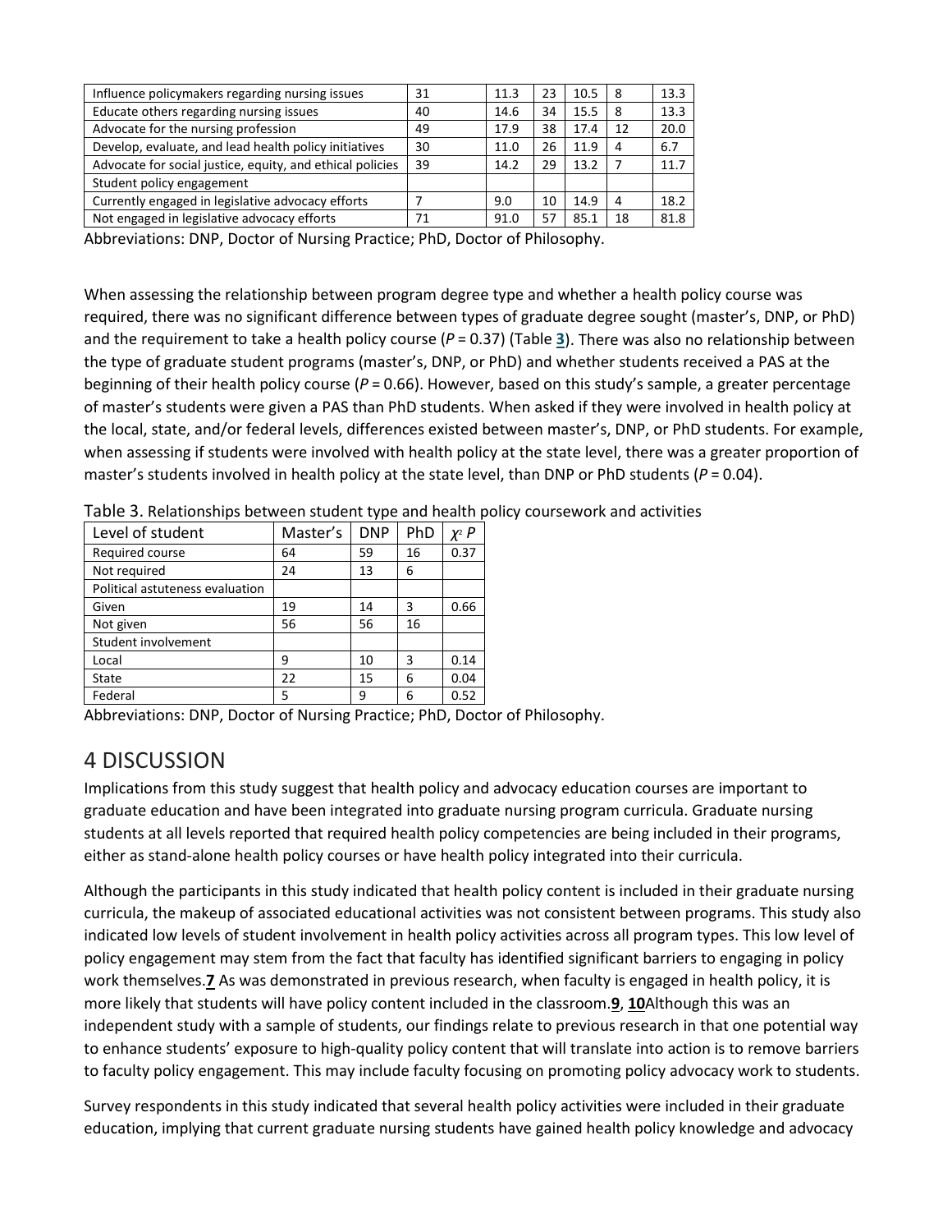| | | | | | | |
|---|---|---|---|---|---|---|
| Influence policymakers regarding nursing issues | 31 | 11.3 | 23 | 10.5 | 8 | 13.3 |
| Educate others regarding nursing issues | 40 | 14.6 | 34 | 15.5 | 8 | 13.3 |
| Advocate for the nursing profession | 49 | 17.9 | 38 | 17.4 | 12 | 20.0 |
| Develop, evaluate, and lead health policy initiatives | 30 | 11.0 | 26 | 11.9 | 4 | 6.7 |
| Advocate for social justice, equity, and ethical policies | 39 | 14.2 | 29 | 13.2 | 7 | 11.7 |
| Student policy engagement | | | | | | |
| Currently engaged in legislative advocacy efforts | 7 | 9.0 | 10 | 14.9 | 4 | 18.2 |
| Not engaged in legislative advocacy efforts | 71 | 91.0 | 57 | 85.1 | 18 | 81.8 |

Abbreviations: DNP, Doctor of Nursing Practice; PhD, Doctor of Philosophy.

When assessing the relationship between program degree type and whether a health policy course was required, there was no significant difference between types of graduate degree sought (master's, DNP, or PhD) and the requirement to take a health policy course ($P = 0.37$) (Table 3). There was also no relationship between the type of graduate student programs (master's, DNP, or PhD) and whether students received a PAS at the beginning of their health policy course ($P = 0.66$). However, based on this study's sample, a greater percentage of master's students were given a PAS than PhD students. When asked if they were involved in health policy at the local, state, and/or federal levels, differences existed between master's, DNP, or PhD students. For example, when assessing if students were involved with health policy at the state level, there was a greater proportion of master's students involved in health policy at the state level, than DNP or PhD students ($P = 0.04$).

Table 3. Relationships between student type and health policy coursework and activities

| Level of student | Master's | DNP | PhD | $\chi^2$ P |
|---|---|---|---|---|
| Required course | 64 | 59 | 16 | 0.37 |
| Not required | 24 | 13 | 6 | |
| Political astuteness evaluation | | | | |
| Given | 19 | 14 | 3 | 0.66 |
| Not given | 56 | 56 | 16 | |
| Student involvement | | | | |
| Local | 9 | 10 | 3 | 0.14 |
| State | 22 | 15 | 6 | 0.04 |
| Federal | 5 | 9 | 6 | 0.52 |

Abbreviations: DNP, Doctor of Nursing Practice; PhD, Doctor of Philosophy.

# 4 DISCUSSION

Implications from this study suggest that health policy and advocacy education courses are important to graduate education and have been integrated into graduate nursing program curricula. Graduate nursing students at all levels reported that required health policy competencies are being included in their programs, either as stand-alone health policy courses or have health policy integrated into their curricula.

Although the participants in this study indicated that health policy content is included in their graduate nursing curricula, the makeup of associated educational activities was not consistent between programs. This study also indicated low levels of student involvement in health policy activities across all program types. This low level of policy engagement may stem from the fact that faculty has identified significant barriers to engaging in policy work themselves.[7] As was demonstrated in previous research, when faculty is engaged in health policy, it is more likely that students will have policy content included in the classroom.[9, 10] Although this was an independent study with a sample of students, our findings relate to previous research in that one potential way to enhance students' exposure to high-quality policy content that will translate into action is to remove barriers to faculty policy engagement. This may include faculty focusing on promoting policy advocacy work to students.

Survey respondents in this study indicated that several health policy activities were included in their graduate education, implying that current graduate nursing students have gained health policy knowledge and advocacy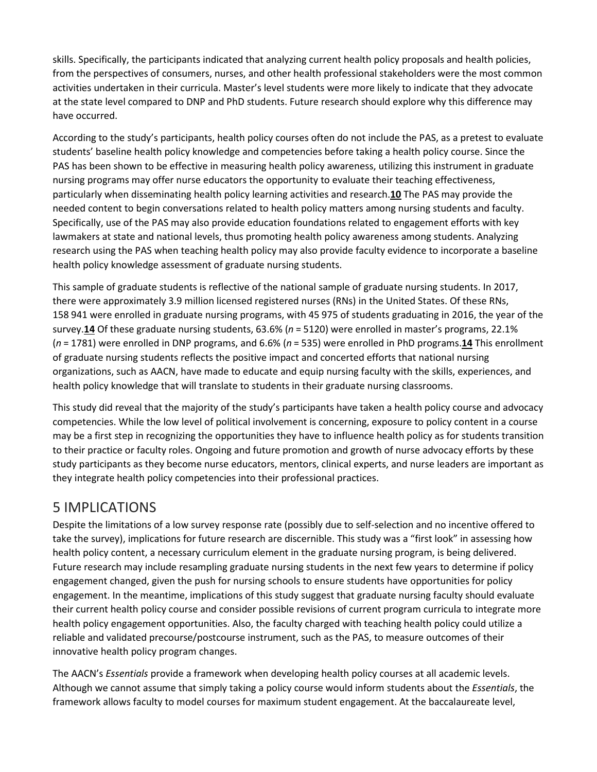skills. Specifically, the participants indicated that analyzing current health policy proposals and health policies, from the perspectives of consumers, nurses, and other health professional stakeholders were the most common activities undertaken in their curricula. Master's level students were more likely to indicate that they advocate at the state level compared to DNP and PhD students. Future research should explore why this difference may have occurred.

According to the study's participants, health policy courses often do not include the PAS, as a pretest to evaluate students' baseline health policy knowledge and competencies before taking a health policy course. Since the PAS has been shown to be effective in measuring health policy awareness, utilizing this instrument in graduate nursing programs may offer nurse educators the opportunity to evaluate their teaching effectiveness, particularly when disseminating health policy learning activities and research.[10] The PAS may provide the needed content to begin conversations related to health policy matters among nursing students and faculty. Specifically, use of the PAS may also provide education foundations related to engagement efforts with key lawmakers at state and national levels, thus promoting health policy awareness among students. Analyzing research using the PAS when teaching health policy may also provide faculty evidence to incorporate a baseline health policy knowledge assessment of graduate nursing students.

This sample of graduate students is reflective of the national sample of graduate nursing students. In 2017, there were approximately 3.9 million licensed registered nurses (RNs) in the United States. Of these RNs, 158 941 were enrolled in graduate nursing programs, with 45 975 of students graduating in 2016, the year of the survey.[14] Of these graduate nursing students, 63.6% (*n* = 5120) were enrolled in master's programs, 22.1% (*n* = 1781) were enrolled in DNP programs, and 6.6% (*n* = 535) were enrolled in PhD programs.[14] This enrollment of graduate nursing students reflects the positive impact and concerted efforts that national nursing organizations, such as AACN, have made to educate and equip nursing faculty with the skills, experiences, and health policy knowledge that will translate to students in their graduate nursing classrooms.

This study did reveal that the majority of the study's participants have taken a health policy course and advocacy competencies. While the low level of political involvement is concerning, exposure to policy content in a course may be a first step in recognizing the opportunities they have to influence health policy as for students transition to their practice or faculty roles. Ongoing and future promotion and growth of nurse advocacy efforts by these study participants as they become nurse educators, mentors, clinical experts, and nurse leaders are important as they integrate health policy competencies into their professional practices.

## 5 IMPLICATIONS

Despite the limitations of a low survey response rate (possibly due to self-selection and no incentive offered to take the survey), implications for future research are discernible. This study was a "first look" in assessing how health policy content, a necessary curriculum element in the graduate nursing program, is being delivered. Future research may include resampling graduate nursing students in the next few years to determine if policy engagement changed, given the push for nursing schools to ensure students have opportunities for policy engagement. In the meantime, implications of this study suggest that graduate nursing faculty should evaluate their current health policy course and consider possible revisions of current program curricula to integrate more health policy engagement opportunities. Also, the faculty charged with teaching health policy could utilize a reliable and validated precourse/postcourse instrument, such as the PAS, to measure outcomes of their innovative health policy program changes.

The AACN's *Essentials* provide a framework when developing health policy courses at all academic levels. Although we cannot assume that simply taking a policy course would inform students about the *Essentials*, the framework allows faculty to model courses for maximum student engagement. At the baccalaureate level,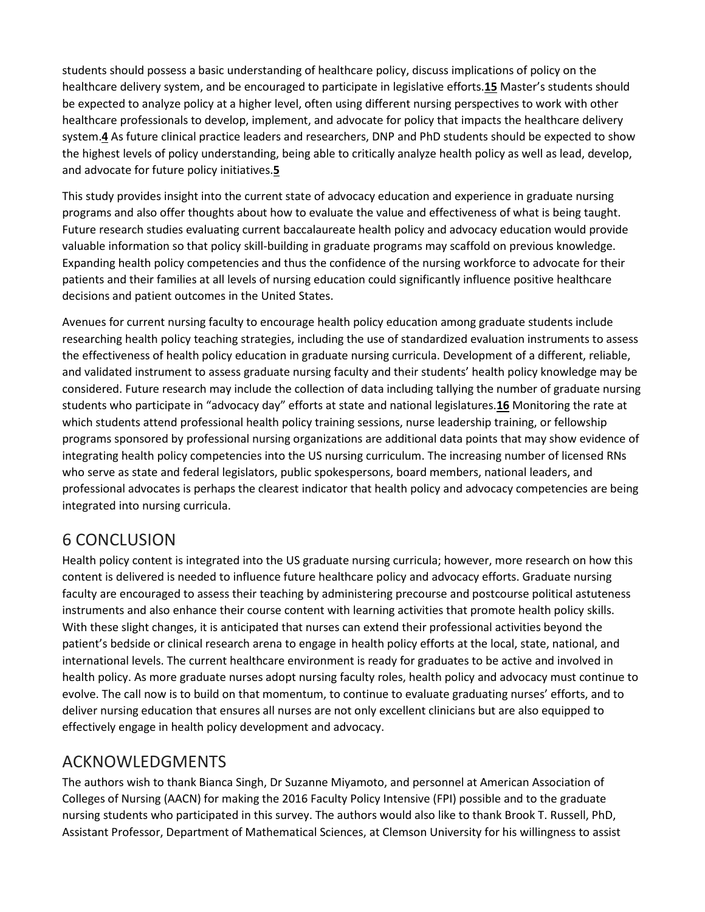students should possess a basic understanding of healthcare policy, discuss implications of policy on the healthcare delivery system, and be encouraged to participate in legislative efforts.[15] Master's students should be expected to analyze policy at a higher level, often using different nursing perspectives to work with other healthcare professionals to develop, implement, and advocate for policy that impacts the healthcare delivery system.[4] As future clinical practice leaders and researchers, DNP and PhD students should be expected to show the highest levels of policy understanding, being able to critically analyze health policy as well as lead, develop, and advocate for future policy initiatives.[5]

This study provides insight into the current state of advocacy education and experience in graduate nursing programs and also offer thoughts about how to evaluate the value and effectiveness of what is being taught. Future research studies evaluating current baccalaureate health policy and advocacy education would provide valuable information so that policy skill-building in graduate programs may scaffold on previous knowledge. Expanding health policy competencies and thus the confidence of the nursing workforce to advocate for their patients and their families at all levels of nursing education could significantly influence positive healthcare decisions and patient outcomes in the United States.

Avenues for current nursing faculty to encourage health policy education among graduate students include researching health policy teaching strategies, including the use of standardized evaluation instruments to assess the effectiveness of health policy education in graduate nursing curricula. Development of a different, reliable, and validated instrument to assess graduate nursing faculty and their students' health policy knowledge may be considered. Future research may include the collection of data including tallying the number of graduate nursing students who participate in "advocacy day" efforts at state and national legislatures.[16] Monitoring the rate at which students attend professional health policy training sessions, nurse leadership training, or fellowship programs sponsored by professional nursing organizations are additional data points that may show evidence of integrating health policy competencies into the US nursing curriculum. The increasing number of licensed RNs who serve as state and federal legislators, public spokespersons, board members, national leaders, and professional advocates is perhaps the clearest indicator that health policy and advocacy competencies are being integrated into nursing curricula.

## 6 CONCLUSION

Health policy content is integrated into the US graduate nursing curricula; however, more research on how this content is delivered is needed to influence future healthcare policy and advocacy efforts. Graduate nursing faculty are encouraged to assess their teaching by administering precourse and postcourse political astuteness instruments and also enhance their course content with learning activities that promote health policy skills. With these slight changes, it is anticipated that nurses can extend their professional activities beyond the patient's bedside or clinical research arena to engage in health policy efforts at the local, state, national, and international levels. The current healthcare environment is ready for graduates to be active and involved in health policy. As more graduate nurses adopt nursing faculty roles, health policy and advocacy must continue to evolve. The call now is to build on that momentum, to continue to evaluate graduating nurses' efforts, and to deliver nursing education that ensures all nurses are not only excellent clinicians but are also equipped to effectively engage in health policy development and advocacy.

## ACKNOWLEDGMENTS

The authors wish to thank Bianca Singh, Dr Suzanne Miyamoto, and personnel at American Association of Colleges of Nursing (AACN) for making the 2016 Faculty Policy Intensive (FPI) possible and to the graduate nursing students who participated in this survey. The authors would also like to thank Brook T. Russell, PhD, Assistant Professor, Department of Mathematical Sciences, at Clemson University for his willingness to assist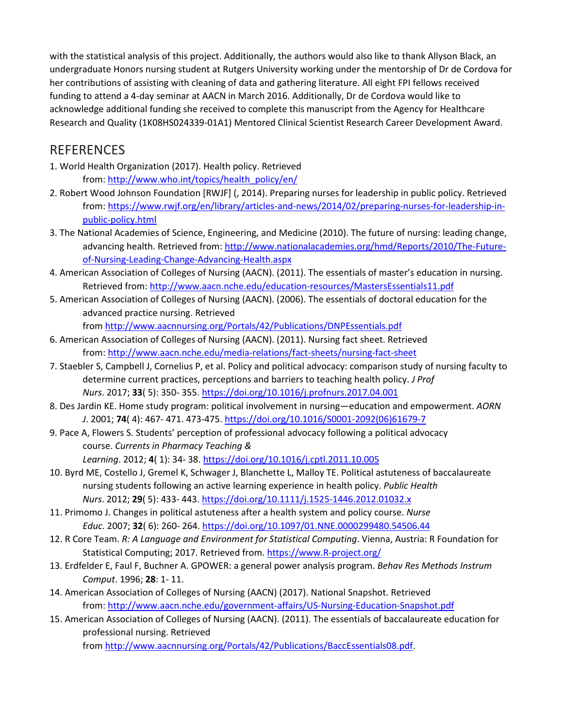with the statistical analysis of this project. Additionally, the authors would also like to thank Allyson Black, an undergraduate Honors nursing student at Rutgers University working under the mentorship of Dr de Cordova for her contributions of assisting with cleaning of data and gathering literature. All eight FPI fellows received funding to attend a 4-day seminar at AACN in March 2016. Additionally, Dr de Cordova would like to acknowledge additional funding she received to complete this manuscript from the Agency for Healthcare Research and Quality (1K08HS024339-01A1) Mentored Clinical Scientist Research Career Development Award.

## REFERENCES

1. World Health Organization (2017). Health policy. Retrieved from: http://www.who.int/topics/health_policy/en/
2. Robert Wood Johnson Foundation [RWJF] (, 2014). Preparing nurses for leadership in public policy. Retrieved from: https://www.rwjf.org/en/library/articles-and-news/2014/02/preparing-nurses-for-leadership-in-public-policy.html
3. The National Academies of Science, Engineering, and Medicine (2010). The future of nursing: leading change, advancing health. Retrieved from: http://www.nationalacademies.org/hmd/Reports/2010/The-Future-of-Nursing-Leading-Change-Advancing-Health.aspx
4. American Association of Colleges of Nursing (AACN). (2011). The essentials of master's education in nursing. Retrieved from: http://www.aacn.nche.edu/education-resources/MastersEssentials11.pdf
5. American Association of Colleges of Nursing (AACN). (2006). The essentials of doctoral education for the advanced practice nursing. Retrieved from http://www.aacnnursing.org/Portals/42/Publications/DNPEssentials.pdf
6. American Association of Colleges of Nursing (AACN). (2011). Nursing fact sheet. Retrieved from: http://www.aacn.nche.edu/media-relations/fact-sheets/nursing-fact-sheet
7. Staebler S, Campbell J, Cornelius P, et al. Policy and political advocacy: comparison study of nursing faculty to determine current practices, perceptions and barriers to teaching health policy. *J Prof Nurs*. 2017; **33**( 5): 350- 355. https://doi.org/10.1016/j.profnurs.2017.04.001
8. Des Jardin KE. Home study program: political involvement in nursing—education and empowerment. *AORN J*. 2001; **74**( 4): 467- 471. 473-475. https://doi.org/10.1016/S0001-2092(06)61679-7
9. Pace A, Flowers S. Students' perception of professional advocacy following a political advocacy course. *Currents in Pharmacy Teaching & Learning*. 2012; **4**( 1): 34- 38. https://doi.org/10.1016/j.cptl.2011.10.005
10. Byrd ME, Costello J, Gremel K, Schwager J, Blanchette L, Malloy TE. Political astuteness of baccalaureate nursing students following an active learning experience in health policy. *Public Health Nurs*. 2012; **29**( 5): 433- 443. https://doi.org/10.1111/j.1525-1446.2012.01032.x
11. Primomo J. Changes in political astuteness after a health system and policy course. *Nurse Educ*. 2007; **32**( 6): 260- 264. https://doi.org/10.1097/01.NNE.0000299480.54506.44
12. R Core Team. *R: A Language and Environment for Statistical Computing*. Vienna, Austria: R Foundation for Statistical Computing; 2017. Retrieved from. https://www.R-project.org/
13. Erdfelder E, Faul F, Buchner A. GPOWER: a general power analysis program. *Behav Res Methods Instrum Comput*. 1996; **28**: 1- 11.
14. American Association of Colleges of Nursing (AACN) (2017). National Snapshot. Retrieved from: http://www.aacn.nche.edu/government-affairs/US-Nursing-Education-Snapshot.pdf
15. American Association of Colleges of Nursing (AACN). (2011). The essentials of baccalaureate education for professional nursing. Retrieved from http://www.aacnnursing.org/Portals/42/Publications/BaccEssentials08.pdf.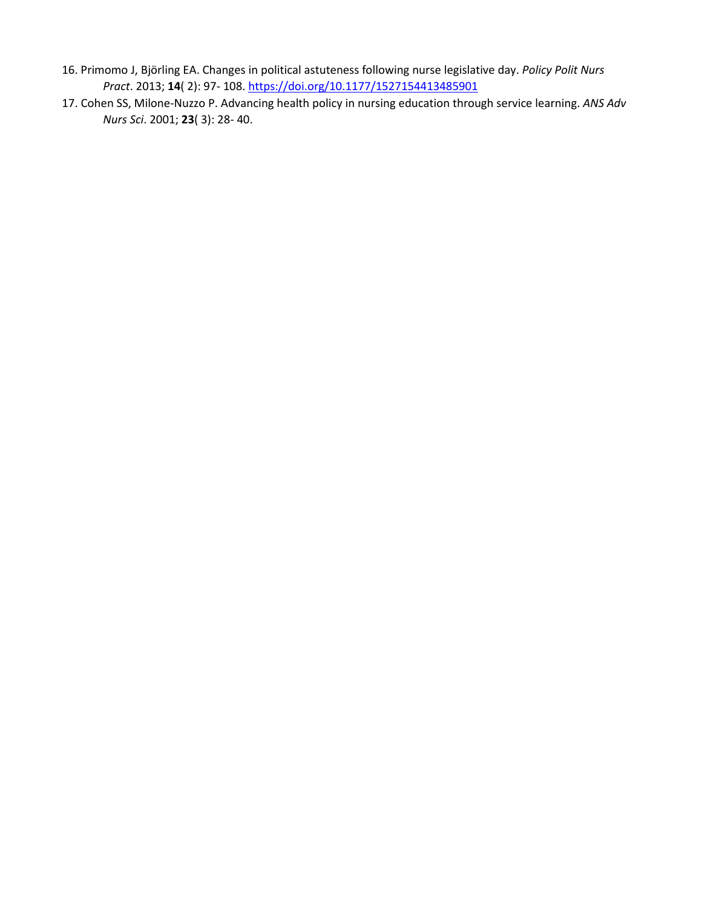16. Primomo J, Björling EA. Changes in political astuteness following nurse legislative day. *Policy Polit Nurs Pract*. 2013; **14**( 2): 97- 108. https://doi.org/10.1177/1527154413485901
17. Cohen SS, Milone-Nuzzo P. Advancing health policy in nursing education through service learning. *ANS Adv Nurs Sci*. 2001; **23**( 3): 28- 40.